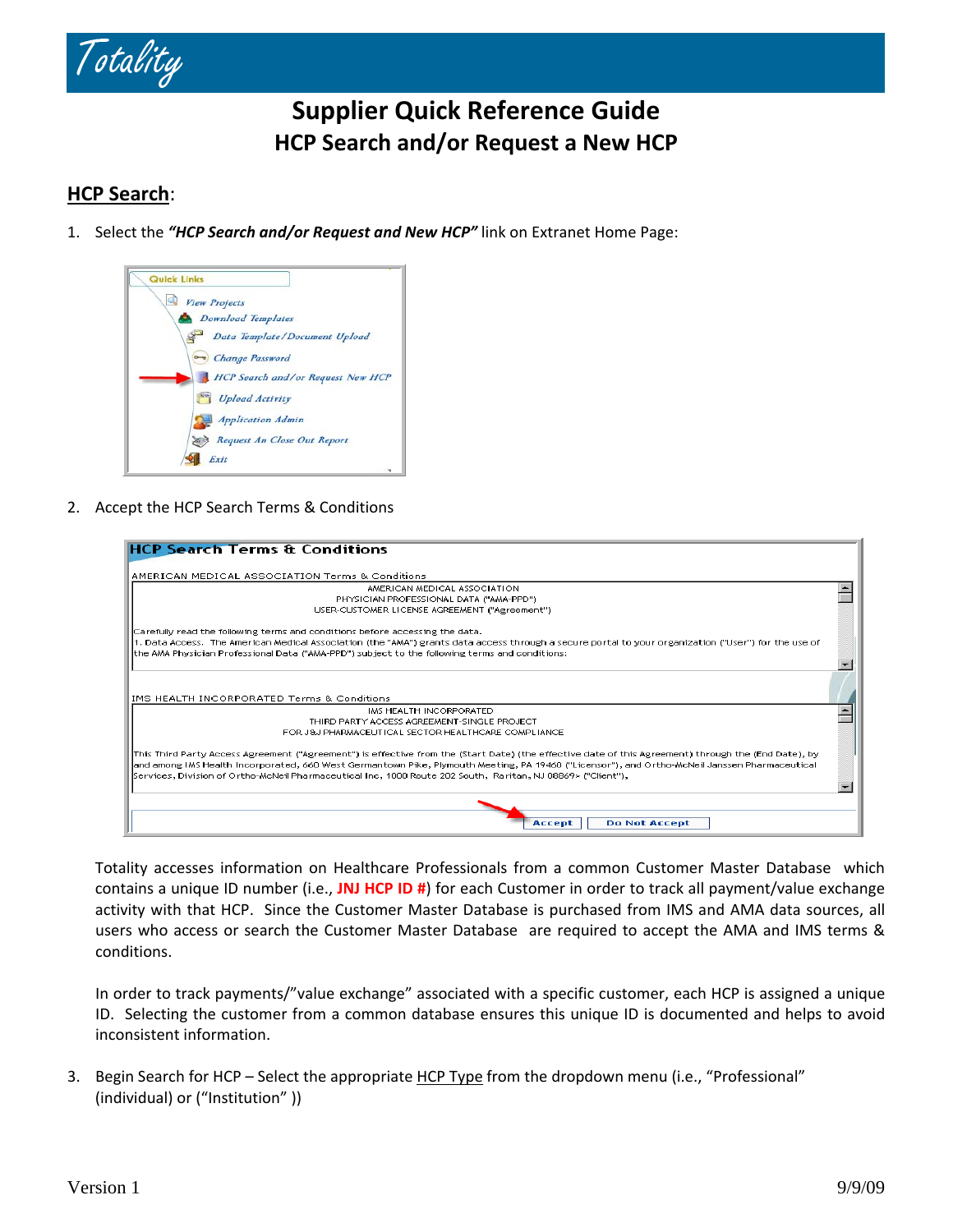# Supplier Quick Reference Guide

## HCP Search and/or Request a New HCP

### HCP Search:

1. Select the ***"HCP Search and/or Request and New HCP"*** link on Extranet Home Page:

2. Accept the HCP Search Terms & Conditions

   Totality accesses information on Healthcare Professionals from a common Customer Master Database which contains a unique ID number (i.e., **JNJ HCP ID #**) for each Customer in order to track all payment/value exchange activity with that HCP. Since the Customer Master Database is purchased from IMS and AMA data sources, all users who access or search the Customer Master Database are required to accept the AMA and IMS terms & conditions.

   In order to track payments/"value exchange" associated with a specific customer, each HCP is assigned a unique ID. Selecting the customer from a common database ensures this unique ID is documented and helps to avoid inconsistent information.

3. Begin Search for HCP – Select the appropriate HCP Type from the dropdown menu (i.e., "Professional" (individual) or ("Institution" ))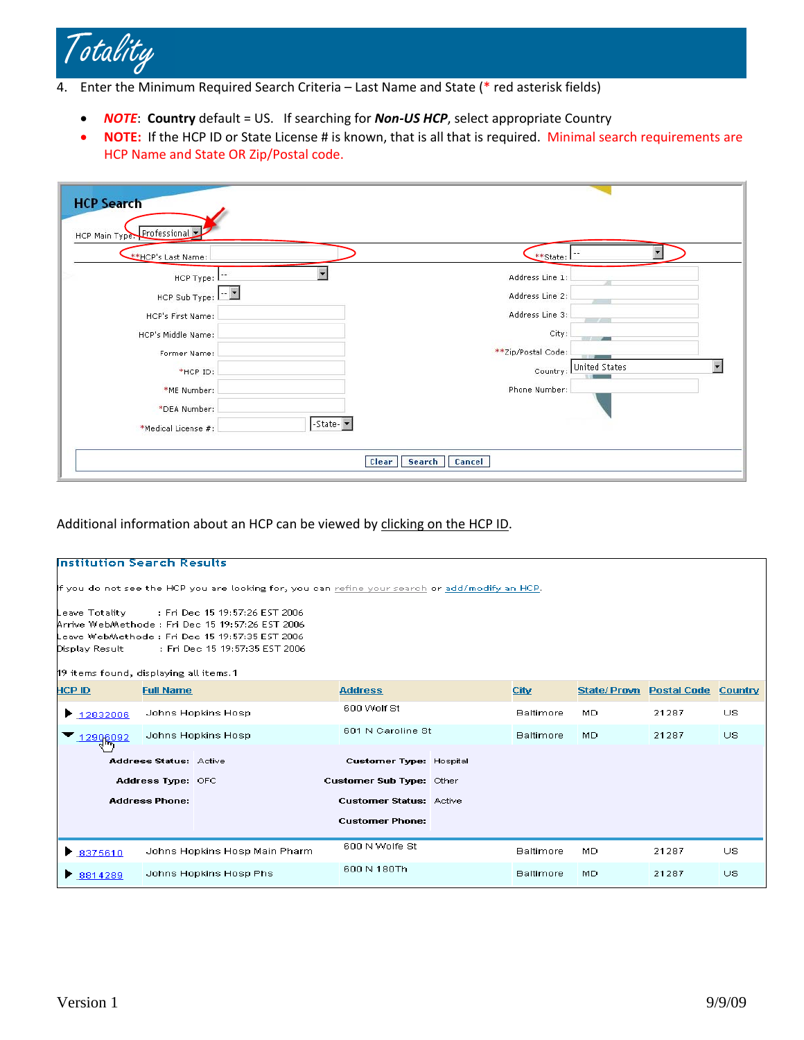4. Enter the Minimum Required Search Criteria – Last Name and State (* red asterisk fields)

- *NOTE*: **Country** default = US. If searching for ***Non-US HCP***, select appropriate Country
- **NOTE:** If the HCP ID or State License # is known, that is all that is required. Minimal search requirements are HCP Name and State OR Zip/Postal code.

**HCP Search**

HCP Main Type: Professional

**HCP's Last Name: | **State: --

| | | | |
|---|---|---|---|
| HCP Type: | -- | Address Line 1: | |
| HCP Sub Type: | -- | Address Line 2: | |
| HCP's First Name: | | Address Line 3: | |
| HCP's Middle Name: | | City: | |
| Former Name: | | **Zip/Postal Code: | |
| *HCP ID: | | Country: | United States |
| *ME Number: | | Phone Number: | |
| *DEA Number: | | | |
| *Medical License #: | -State- | | |

Clear | Search | Cancel

Additional information about an HCP can be viewed by clicking on the HCP ID.

**Institution Search Results**

If you do not see the HCP you are looking for, you can refine your search or add/modify an HCP.

Leave Totality : Fri Dec 15 19:57:26 EST 2006
Arrive WebMethode : Fri Dec 15 19:57:26 EST 2006
Leave WebMethode : Fri Dec 15 19:57:35 EST 2006
Display Result : Fri Dec 15 19:57:35 EST 2006

19 items found, displaying all items.1

| HCP ID | Full Name | Address | City | State/Provn | Postal Code | Country |
|---|---|---|---|---|---|---|
| 12832006 | Johns Hopkins Hosp | 600 Wolf St | Baltimore | MD | 21287 | US |
| 12906092 | Johns Hopkins Hosp | 601 N Caroline St | Baltimore | MD | 21287 | US |
| | Address Status: Active<br>Address Type: OFC<br>Address Phone: | Customer Type: Hospital<br>Customer Sub Type: Other<br>Customer Status: Active<br>Customer Phone: | | | | |
| 8375610 | Johns Hopkins Hosp Main Pharm | 600 N Wolfe St | Baltimore | MD | 21287 | US |
| 8814289 | Johns Hopkins Hosp Phs | 600 N 180Th | Baltimore | MD | 21287 | US |

Version 1 9/9/09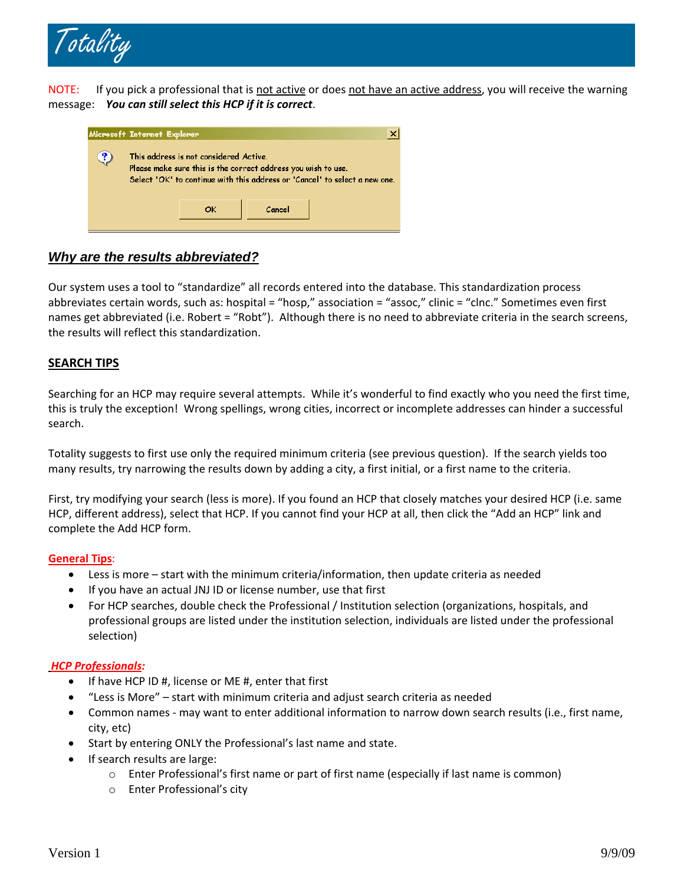NOTE: If you pick a professional that is not active or does not have an active address, you will receive the warning message: ***You can still select this HCP if it is correct***.

Microsoft Internet Explorer

This address is not considered Active.
Please make sure this is the correct address you wish to use.
Select 'OK' to continue with this address or 'Cancel' to select a new one.

OK Cancel

## *Why are the results abbreviated?*

Our system uses a tool to "standardize" all records entered into the database. This standardization process abbreviates certain words, such as: hospital = "hosp," association = "assoc," clinic = "clnc." Sometimes even first names get abbreviated (i.e. Robert = "Robt"). Although there is no need to abbreviate criteria in the search screens, the results will reflect this standardization.

## SEARCH TIPS

Searching for an HCP may require several attempts. While it's wonderful to find exactly who you need the first time, this is truly the exception! Wrong spellings, wrong cities, incorrect or incomplete addresses can hinder a successful search.

Totality suggests to first use only the required minimum criteria (see previous question). If the search yields too many results, try narrowing the results down by adding a city, a first initial, or a first name to the criteria.

First, try modifying your search (less is more). If you found an HCP that closely matches your desired HCP (i.e. same HCP, different address), select that HCP. If you cannot find your HCP at all, then click the "Add an HCP" link and complete the Add HCP form.

**General Tips**:

- Less is more – start with the minimum criteria/information, then update criteria as needed
- If you have an actual JNJ ID or license number, use that first
- For HCP searches, double check the Professional / Institution selection (organizations, hospitals, and professional groups are listed under the institution selection, individuals are listed under the professional selection)

***HCP Professionals:***

- If have HCP ID #, license or ME #, enter that first
- "Less is More" – start with minimum criteria and adjust search criteria as needed
- Common names - may want to enter additional information to narrow down search results (i.e., first name, city, etc)
- Start by entering ONLY the Professional's last name and state.
- If search results are large:
  - Enter Professional's first name or part of first name (especially if last name is common)
  - Enter Professional's city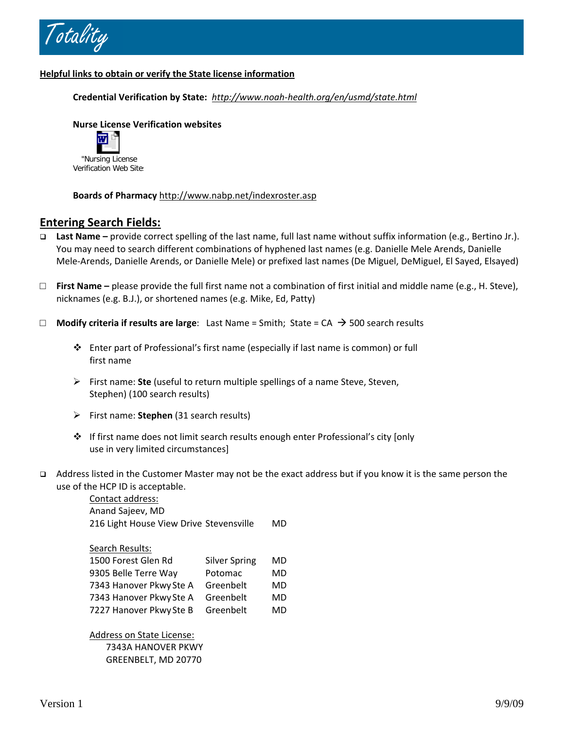**Helpful links to obtain or verify the State license information**

**Credential Verification by State:** *http://www.noah-health.org/en/usmd/state.html*

**Nurse License Verification websites**

"Nursing License Verification Web Site

**Boards of Pharmacy** http://www.nabp.net/indexroster.asp

## Entering Search Fields:

- **Last Name –** provide correct spelling of the last name, full last name without suffix information (e.g., Bertino Jr.). You may need to search different combinations of hyphened last names (e.g. Danielle Mele Arends, Danielle Mele-Arends, Danielle Arends, or Danielle Mele) or prefixed last names (De Miguel, DeMiguel, El Sayed, Elsayed)

- **First Name –** please provide the full first name not a combination of first initial and middle name (e.g., H. Steve), nicknames (e.g. B.J.), or shortened names (e.g. Mike, Ed, Patty)

- **Modify criteria if results are large**: Last Name = Smith; State = CA → 500 search results

  - Enter part of Professional's first name (especially if last name is common) or full first name

  - First name: **Ste** (useful to return multiple spellings of a name Steve, Steven, Stephen) (100 search results)

  - First name: **Stephen** (31 search results)

  - If first name does not limit search results enough enter Professional's city [only use in very limited circumstances]

- Address listed in the Customer Master may not be the exact address but if you know it is the same person the use of the HCP ID is acceptable.

  Contact address:
  Anand Sajeev, MD

  | | | |
  |---|---|---|
  | 216 Light House View Drive | Stevensville | MD |

  Search Results:

  | | | |
  |---|---|---|
  | 1500 Forest Glen Rd | Silver Spring | MD |
  | 9305 Belle Terre Way | Potomac | MD |
  | 7343 Hanover Pkwy Ste A | Greenbelt | MD |
  | 7343 Hanover Pkwy Ste A | Greenbelt | MD |
  | 7227 Hanover Pkwy Ste B | Greenbelt | MD |

  Address on State License:
  7343A HANOVER PKWY
  GREENBELT, MD 20770

Version 1 9/9/09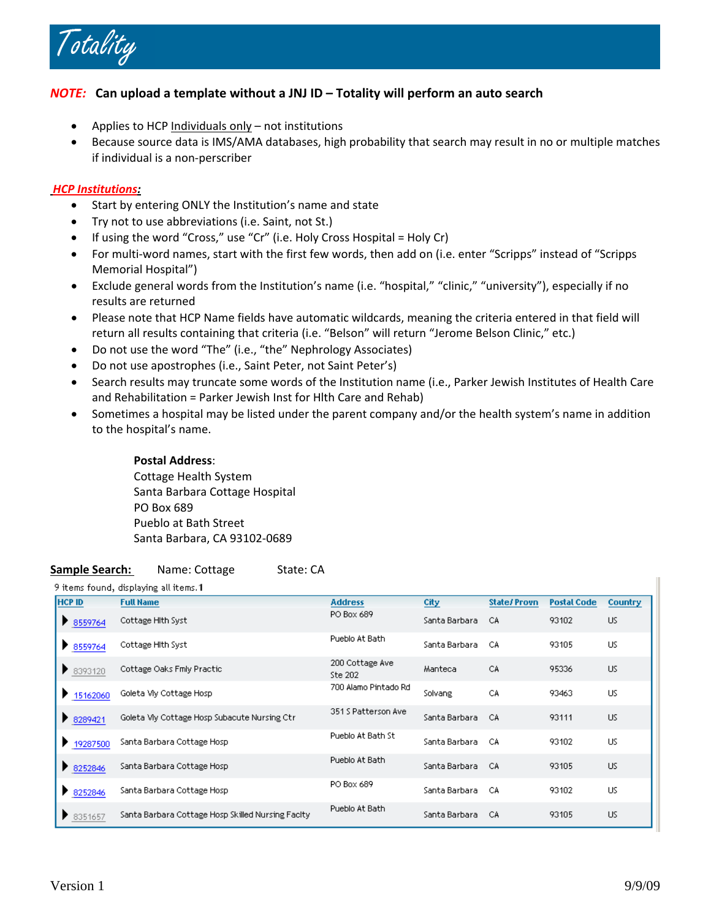# Totality

***NOTE:*** **Can upload a template without a JNJ ID – Totality will perform an auto search**

- Applies to HCP Individuals only – not institutions
- Because source data is IMS/AMA databases, high probability that search may result in no or multiple matches if individual is a non-perscriber

***HCP Institutions:***

- Start by entering ONLY the Institution's name and state
- Try not to use abbreviations (i.e. Saint, not St.)
- If using the word "Cross," use "Cr" (i.e. Holy Cross Hospital = Holy Cr)
- For multi-word names, start with the first few words, then add on (i.e. enter "Scripps" instead of "Scripps Memorial Hospital")
- Exclude general words from the Institution's name (i.e. "hospital," "clinic," "university"), especially if no results are returned
- Please note that HCP Name fields have automatic wildcards, meaning the criteria entered in that field will return all results containing that criteria (i.e. "Belson" will return "Jerome Belson Clinic," etc.)
- Do not use the word "The" (i.e., "the" Nephrology Associates)
- Do not use apostrophes (i.e., Saint Peter, not Saint Peter's)
- Search results may truncate some words of the Institution name (i.e., Parker Jewish Institutes of Health Care and Rehabilitation = Parker Jewish Inst for Hlth Care and Rehab)
- Sometimes a hospital may be listed under the parent company and/or the health system's name in addition to the hospital's name.

**Postal Address**:
Cottage Health System
Santa Barbara Cottage Hospital
PO Box 689
Pueblo at Bath Street
Santa Barbara, CA 93102-0689

**Sample Search:** Name: Cottage State: CA

9 items found, displaying all items. 1

| HCP ID | Full Name | Address | City | State/ Provn | Postal Code | Country |
|---|---|---|---|---|---|---|
| 8559764 | Cottage Hlth Syst | PO Box 689 | Santa Barbara | CA | 93102 | US |
| 8559764 | Cottage Hlth Syst | Pueblo At Bath | Santa Barbara | CA | 93105 | US |
| 8393120 | Cottage Oaks Fmly Practic | 200 Cottage Ave Ste 202 | Manteca | CA | 95336 | US |
| 15162060 | Goleta Vly Cottage Hosp | 700 Alamo Pintado Rd | Solvang | CA | 93463 | US |
| 8289421 | Goleta Vly Cottage Hosp Subacute Nursing Ctr | 351 S Patterson Ave | Santa Barbara | CA | 93111 | US |
| 19287500 | Santa Barbara Cottage Hosp | Pueblo At Bath St | Santa Barbara | CA | 93102 | US |
| 8252846 | Santa Barbara Cottage Hosp | Pueblo At Bath | Santa Barbara | CA | 93105 | US |
| 8252846 | Santa Barbara Cottage Hosp | PO Box 689 | Santa Barbara | CA | 93102 | US |
| 8351657 | Santa Barbara Cottage Hosp Skilled Nursing Faclty | Pueblo At Bath | Santa Barbara | CA | 93105 | US |

Version 1 9/9/09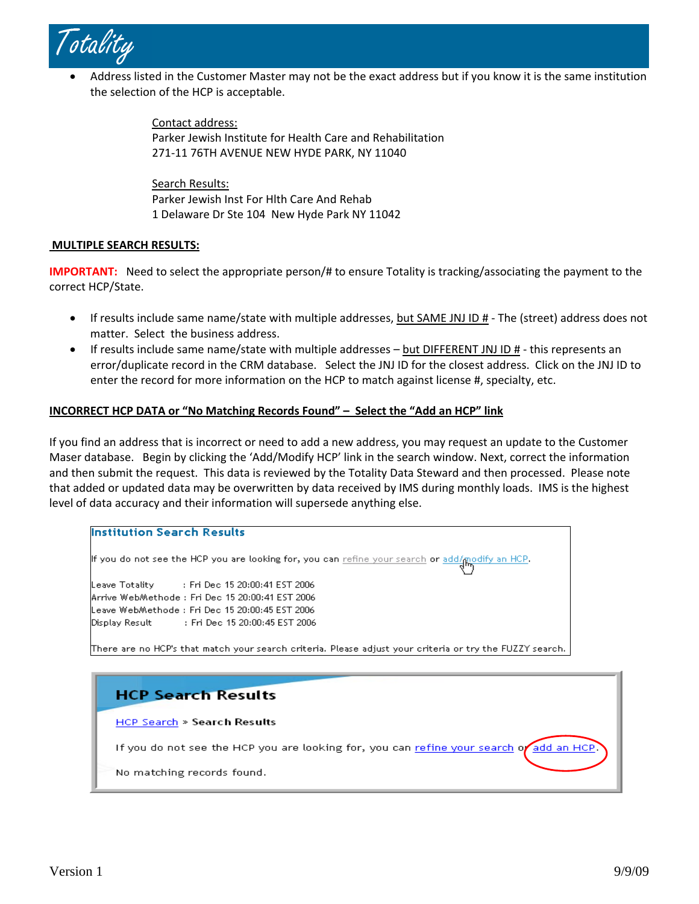- Address listed in the Customer Master may not be the exact address but if you know it is the same institution the selection of the HCP is acceptable.

  Contact address:
  Parker Jewish Institute for Health Care and Rehabilitation
  271-11 76TH AVENUE NEW HYDE PARK, NY 11040

  Search Results:
  Parker Jewish Inst For Hlth Care And Rehab
  1 Delaware Dr Ste 104 New Hyde Park NY 11042

**MULTIPLE SEARCH RESULTS:**

**IMPORTANT:** Need to select the appropriate person/# to ensure Totality is tracking/associating the payment to the correct HCP/State.

- If results include same name/state with multiple addresses, but SAME JNJ ID # - The (street) address does not matter. Select the business address.
- If results include same name/state with multiple addresses – but DIFFERENT JNJ ID # - this represents an error/duplicate record in the CRM database. Select the JNJ ID for the closest address. Click on the JNJ ID to enter the record for more information on the HCP to match against license #, specialty, etc.

**INCORRECT HCP DATA or "No Matching Records Found" – Select the "Add an HCP" link**

If you find an address that is incorrect or need to add a new address, you may request an update to the Customer Maser database. Begin by clicking the 'Add/Modify HCP' link in the search window. Next, correct the information and then submit the request. This data is reviewed by the Totality Data Steward and then processed. Please note that added or updated data may be overwritten by data received by IMS during monthly loads. IMS is the highest level of data accuracy and their information will supersede anything else.

**Institution Search Results**

If you do not see the HCP you are looking for, you can refine your search or add/modify an HCP.

Leave Totality : Fri Dec 15 20:00:41 EST 2006
Arrive WebMethode : Fri Dec 15 20:00:41 EST 2006
Leave WebMethode : Fri Dec 15 20:00:45 EST 2006
Display Result : Fri Dec 15 20:00:45 EST 2006

There are no HCP's that match your search criteria. Please adjust your criteria or try the FUZZY search.

**HCP Search Results**

HCP Search » Search Results

If you do not see the HCP you are looking for, you can refine your search or add an HCP.

No matching records found.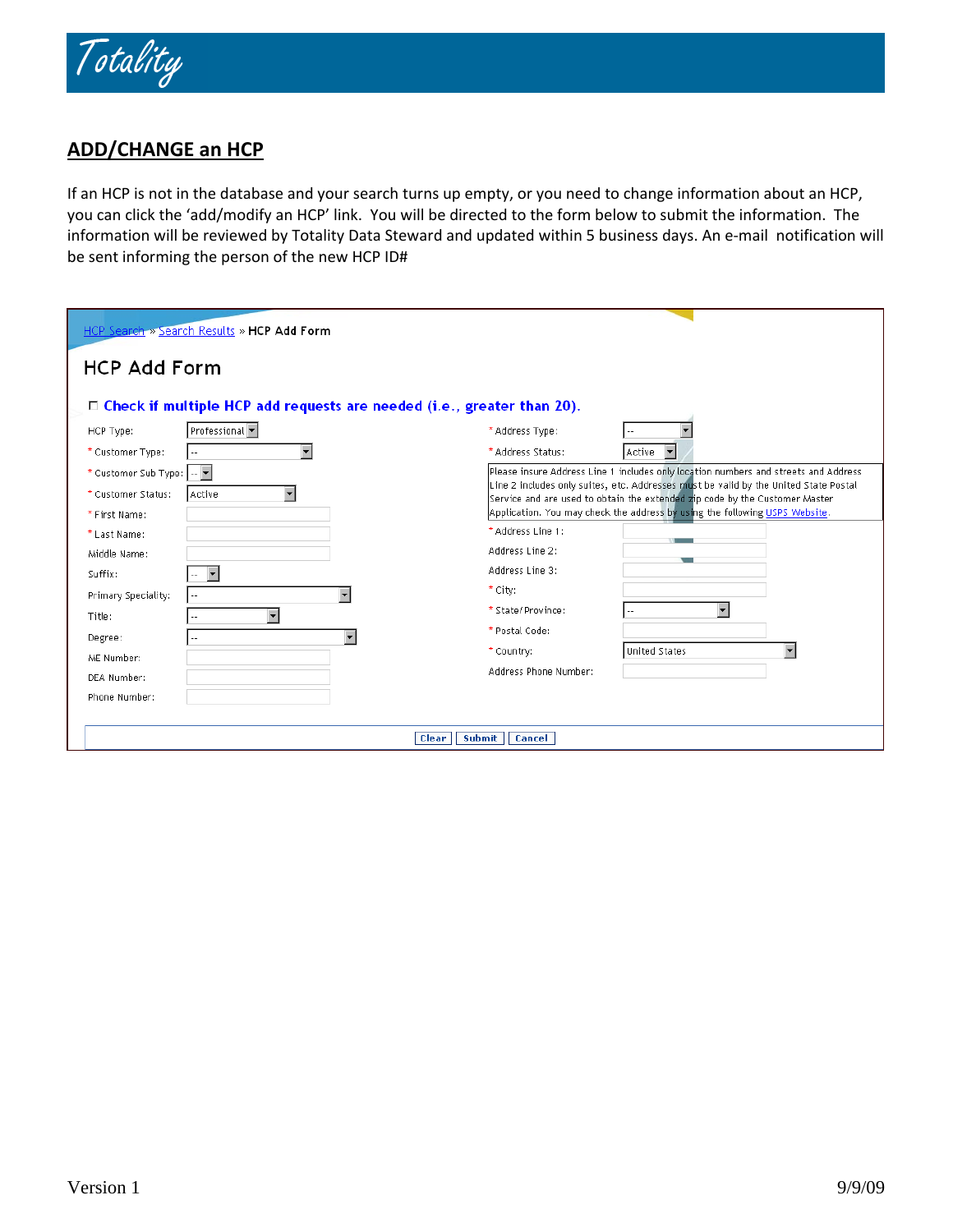## ADD/CHANGE an HCP

If an HCP is not in the database and your search turns up empty, or you need to change information about an HCP, you can click the 'add/modify an HCP' link. You will be directed to the form below to submit the information. The information will be reviewed by Totality Data Steward and updated within 5 business days. An e-mail notification will be sent informing the person of the new HCP ID#

HCP Search » Search Results » HCP Add Form

### HCP Add Form

☐ **Check if multiple HCP add requests are needed (i.e., greater than 20).**

HCP Type: Professional
* Customer Type: --
* Customer Sub Type: --
* Customer Status: Active
* First Name:
* Last Name:
Middle Name:
Suffix: --
Primary Speciality: --
Title: --
Degree: --
ME Number:
DEA Number:
Phone Number:

* Address Type: --
* Address Status: Active

Please insure Address Line 1 includes only location numbers and streets and Address Line 2 includes only suites, etc. Addresses must be valid by the United State Postal Service and are used to obtain the extended zip code by the Customer Master Application. You may check the address by using the following USPS Website.

* Address Line 1:
Address Line 2:
Address Line 3:
* City:
* State/Province: --
* Postal Code:
* Country: United States
Address Phone Number:

Clear | Submit | Cancel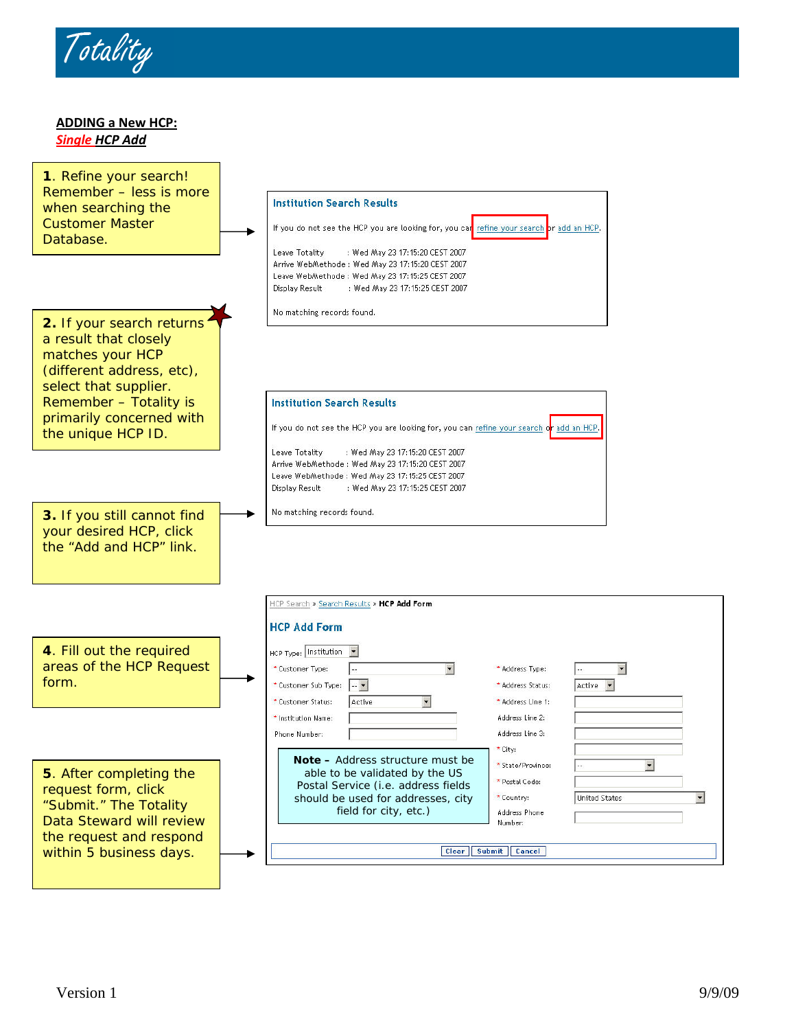## ADDING a New HCP:

***Single HCP Add***

**1**. Refine your search! Remember – less is more when searching the Customer Master Database.

**Institution Search Results**

If you do not see the HCP you are looking for, you can refine your search or add an HCP.

Leave Totality : Wed May 23 17:15:20 CEST 2007
Arrive WebMethode : Wed May 23 17:15:20 CEST 2007
Leave WebMethode : Wed May 23 17:15:25 CEST 2007
Display Result : Wed May 23 17:15:25 CEST 2007

No matching records found.

**2.** If your search returns a result that closely matches your HCP (different address, etc), select that supplier. Remember – Totality is primarily concerned with the unique HCP ID.

**Institution Search Results**

If you do not see the HCP you are looking for, you can refine your search or add an HCP.

Leave Totality : Wed May 23 17:15:20 CEST 2007
Arrive WebMethode : Wed May 23 17:15:20 CEST 2007
Leave WebMethode : Wed May 23 17:15:25 CEST 2007
Display Result : Wed May 23 17:15:25 CEST 2007

No matching records found.

**3.** If you still cannot find your desired HCP, click the "Add and HCP" link.

**4**. Fill out the required areas of the HCP Request form.

HCP Search » Search Results » **HCP Add Form**

**HCP Add Form**

HCP Type: Institution

| | | | |
|---|---|---|---|
| * Customer Type: | -- | * Address Type: | -- |
| * Customer Sub Type: | -- | * Address Status: | Active |
| * Customer Status: | Active | * Address Line 1: | |
| * Institution Name: | | Address Line 2: | |
| Phone Number: | | Address Line 3: | |
| | | * City: | |
| | | * State/Province: | -- |
| | | * Postal Code: | |
| | | * Country: | United States |
| | | Address Phone Number: | |

Clear | Submit | Cancel

**Note –** Address structure must be able to be validated by the US Postal Service (i.e. address fields should be used for addresses, city field for city, etc.)

**5**. After completing the request form, click "Submit." The Totality Data Steward will review the request and respond within 5 business days.

Version 1 9/9/09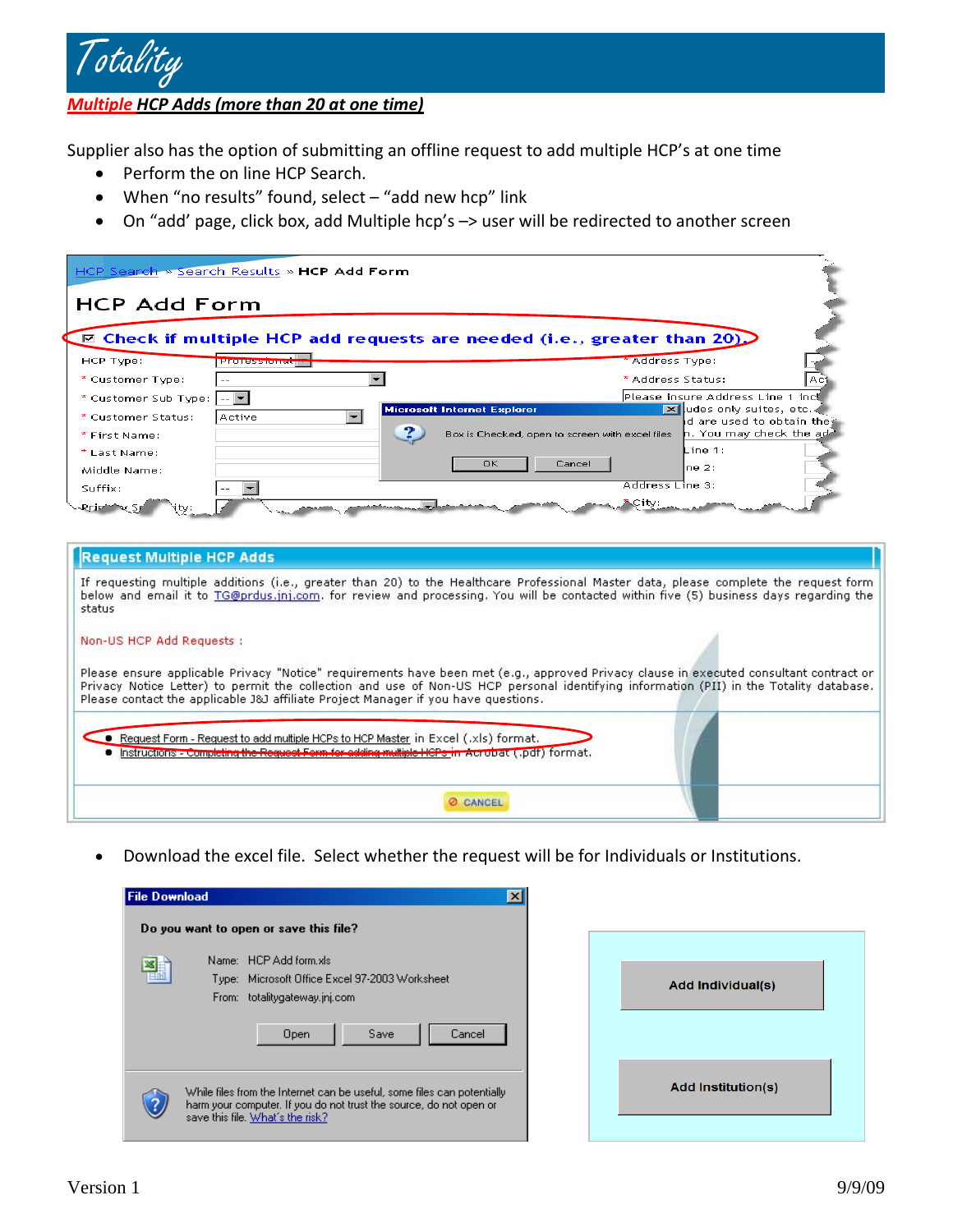**Multiple HCP Adds (more than 20 at one time)**

Supplier also has the option of submitting an offline request to add multiple HCP's at one time

- Perform the on line HCP Search.
- When "no results" found, select – "add new hcp" link
- On "add' page, click box, add Multiple hcp's –> user will be redirected to another screen

HCP Search » Search Results » HCP Add Form

HCP Add Form

☑ Check if multiple HCP add requests are needed (i.e., greater than 20).

HCP Type: Professional
\* Customer Type: --
\* Customer Sub Type: --
\* Customer Status: Active
\* First Name:
\* Last Name:
Middle Name:
Suffix: --

\* Address Type:
\* Address Status:
Please Insure Address Line 1 includes only suites, etc. ... are used to obtain the ... You may check the ad...
Address Line 1:
Address Line 2:
Address Line 3:
\* City:

Microsoft Internet Explorer
Box is Checked, open to screen with excel files
OK | Cancel

**Request Multiple HCP Adds**

If requesting multiple additions (i.e., greater than 20) to the Healthcare Professional Master data, please complete the request form below and email it to TG@prdus.jnj.com. for review and processing. You will be contacted within five (5) business days regarding the status

Non-US HCP Add Requests :

Please ensure applicable Privacy "Notice" requirements have been met (e.g., approved Privacy clause in executed consultant contract or Privacy Notice Letter) to permit the collection and use of Non-US HCP personal identifying information (PII) in the Totality database. Please contact the applicable J&J affiliate Project Manager if you have questions.

- Request Form - Request to add multiple HCPs to HCP Master in Excel (.xls) format.
- Instructions - Completing the Request Form for adding multiple HCPs in Acrobat (.pdf) format.

CANCEL

- Download the excel file. Select whether the request will be for Individuals or Institutions.

File Download

Do you want to open or save this file?

Name: HCP Add form.xls
Type: Microsoft Office Excel 97-2003 Worksheet
From: totalitygateway.jnj.com

Open | Save | Cancel

While files from the Internet can be useful, some files can potentially harm your computer. If you do not trust the source, do not open or save this file. What's the risk?

Add Individual(s)

Add Institution(s)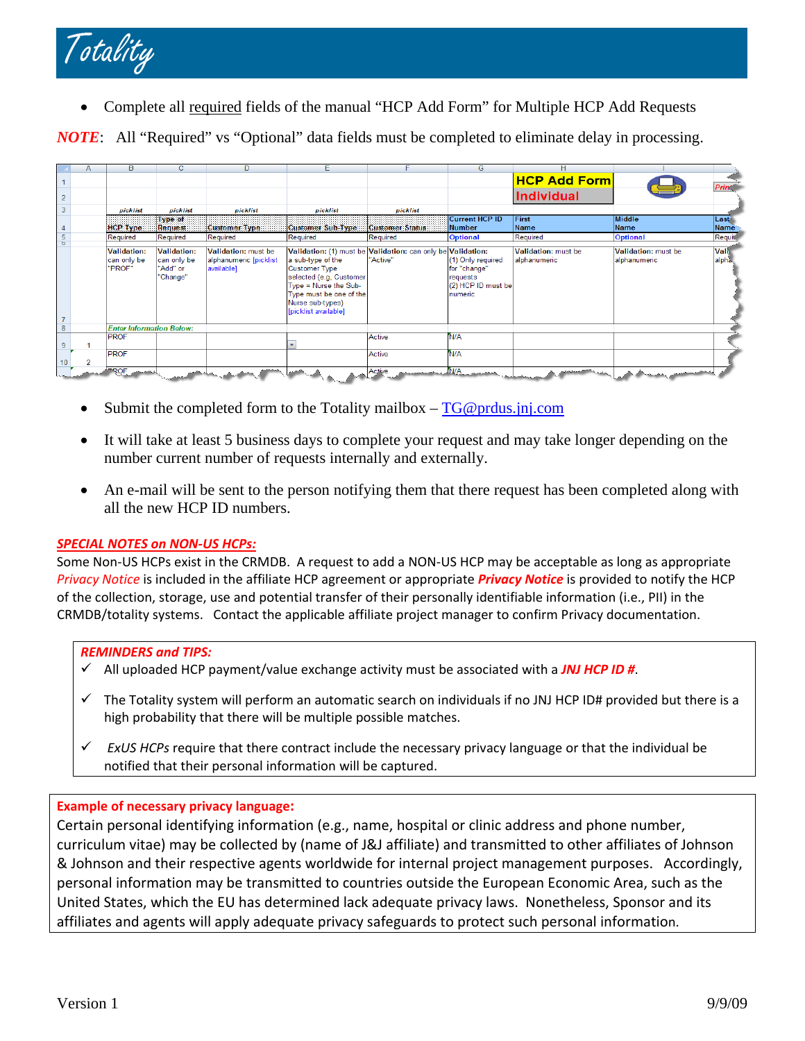# Totality

- Complete all required fields of the manual "HCP Add Form" for Multiple HCP Add Requests

***NOTE***: All "Required" vs "Optional" data fields must be completed to eliminate delay in processing.

| | A | B | C | D | E | F | G | H | I | |
|---|---|---|---|---|---|---|---|---|---|---|
| 1 | | | | | | | | HCP Add Form | | Prin |
| 2 | | | | | | | | Individual | | |
| 3 | | picklist | picklist | picklist | picklist | picklist | | | | |
| 4 | | HCP Type | Type of Request | Customer Type | Customer Sub-Type | Customer Status | Current HCP ID Number | First Name | Middle Name | Last Name |
| 5 | | Required | Required | Required | Required | Required | Optional | Required | Optional | Requi |
| 7 | | Validation: can only be "PROF" | Validation: can only be "Add" or "Change" | Validation: must be alphanumeric [picklist available] | Validation: (1) must be a sub-type of the Customer Type selected (e.g. Customer Type = Nurse the Sub-Type must be one of the Nurse sub-types) [picklist available] | Validation: can only be "Active" | Validation: (1) Only required for "change" requests (2) HCP ID must be numeric | Validation: must be alphanumeric | Validation: must be alphanumeric | Vali alpha |
| 8 | | Enter Information Below: | | | | | | | | |
| 9 | 1 | PROF | | | | Active | N/A | | | |
| 10 | 2 | PROF | | | | Active | N/A | | | |
| | | PROF | | | | Active | N/A | | | |

- Submit the completed form to the Totality mailbox – TG@prdus.jnj.com
- It will take at least 5 business days to complete your request and may take longer depending on the number current number of requests internally and externally.
- An e-mail will be sent to the person notifying them that there request has been completed along with all the new HCP ID numbers.

***SPECIAL NOTES on NON-US HCPs:***

Some Non-US HCPs exist in the CRMDB. A request to add a NON-US HCP may be acceptable as long as appropriate *Privacy Notice* is included in the affiliate HCP agreement or appropriate ***Privacy Notice*** is provided to notify the HCP of the collection, storage, use and potential transfer of their personally identifiable information (i.e., PII) in the CRMDB/totality systems. Contact the applicable affiliate project manager to confirm Privacy documentation.

***REMINDERS and TIPS:***

- ✓ All uploaded HCP payment/value exchange activity must be associated with a ***JNJ HCP ID #***.
- ✓ The Totality system will perform an automatic search on individuals if no JNJ HCP ID# provided but there is a high probability that there will be multiple possible matches.
- ✓ *ExUS HCPs* require that there contract include the necessary privacy language or that the individual be notified that their personal information will be captured.

**Example of necessary privacy language:**

Certain personal identifying information (e.g., name, hospital or clinic address and phone number, curriculum vitae) may be collected by (name of J&J affiliate) and transmitted to other affiliates of Johnson & Johnson and their respective agents worldwide for internal project management purposes. Accordingly, personal information may be transmitted to countries outside the European Economic Area, such as the United States, which the EU has determined lack adequate privacy laws. Nonetheless, Sponsor and its affiliates and agents will apply adequate privacy safeguards to protect such personal information.

Version 1 9/9/09